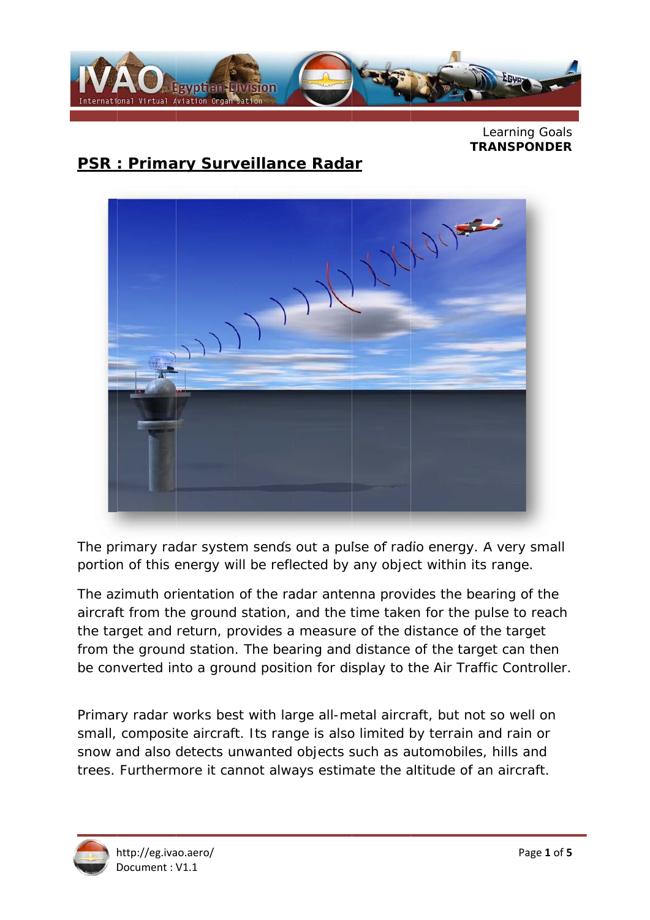Learning Goals
**TRANSPONDER**

## PSR : Primary Surveillance Radar

The primary radar system sends out a pulse of radio energy. A very small portion of this energy will be reflected by any object within its range.

The azimuth orientation of the radar antenna provides the bearing of the aircraft from the ground station, and the time taken for the pulse to reach the target and return, provides a measure of the distance of the target from the ground station. The bearing and distance of the target can then be converted into a ground position for display to the Air Traffic Controller.

Primary radar works best with large all-metal aircraft, but not so well on small, composite aircraft. Its range is also limited by terrain and rain or snow and also detects unwanted objects such as automobiles, hills and trees. Furthermore it cannot always estimate the altitude of an aircraft.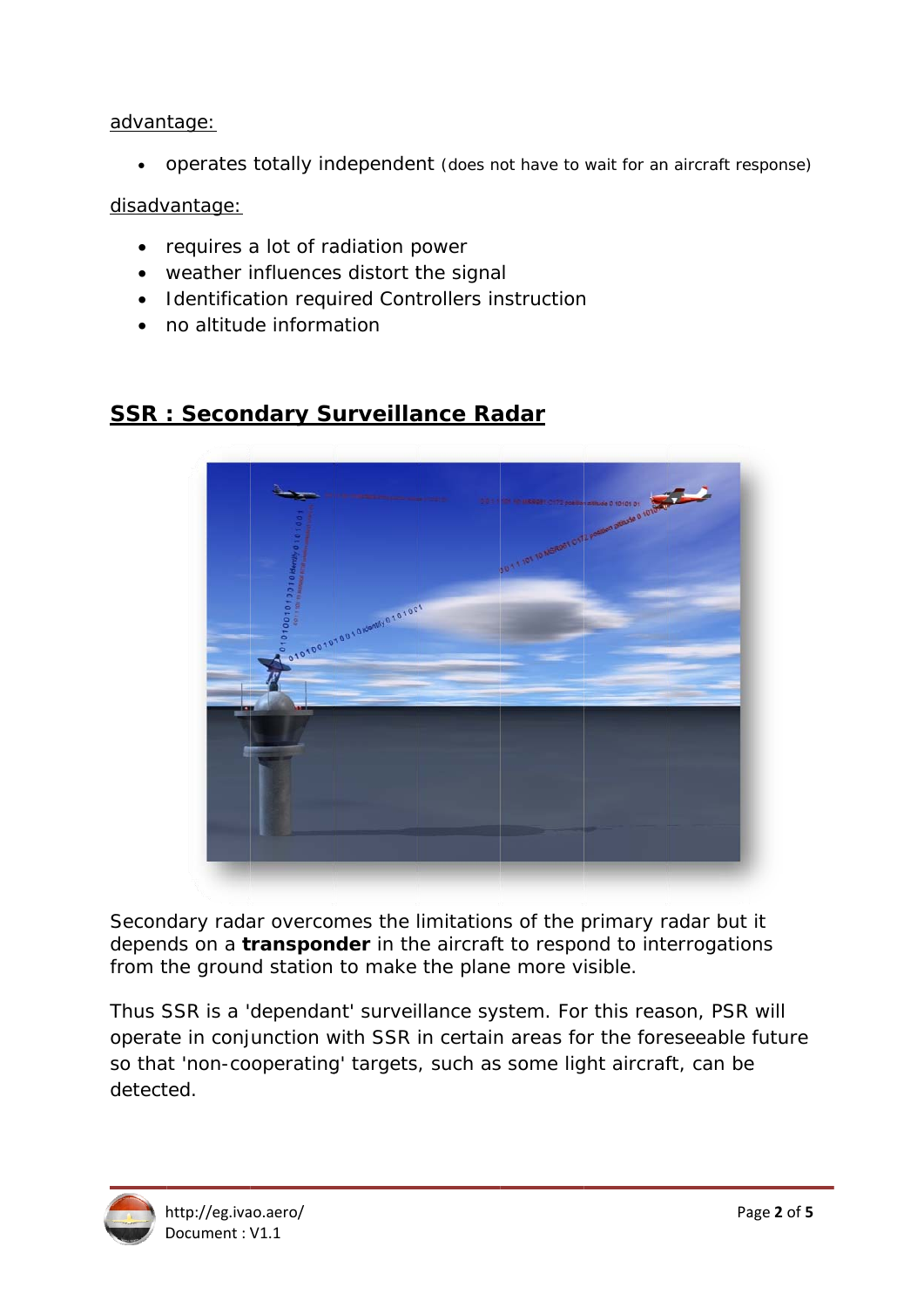advantage:

- operates totally independent (does not have to wait for an aircraft response)

disadvantage:

- requires a lot of radiation power
- weather influences distort the signal
- Identification required Controllers instruction
- no altitude information

## SSR : Secondary Surveillance Radar

Secondary radar overcomes the limitations of the primary radar but it depends on a **transponder** in the aircraft to respond to interrogations from the ground station to make the plane more visible.

Thus SSR is a 'dependant' surveillance system. For this reason, PSR will operate in conjunction with SSR in certain areas for the foreseeable future so that 'non-cooperating' targets, such as some light aircraft, can be detected.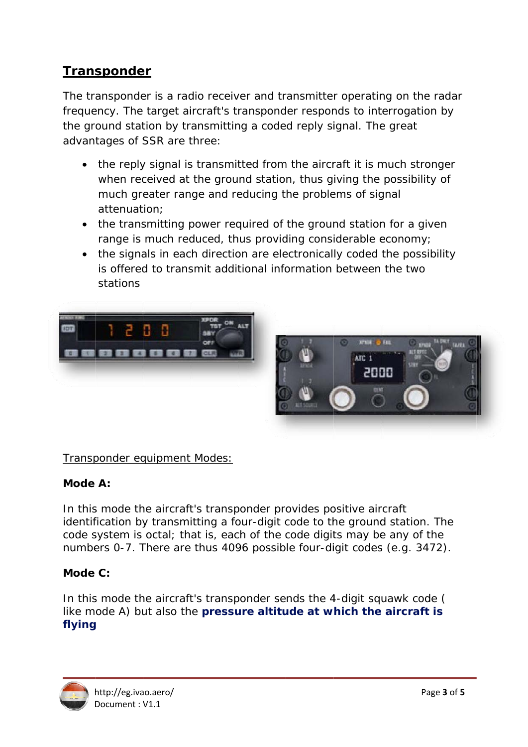## Transponder

The transponder is a radio receiver and transmitter operating on the radar frequency. The target aircraft's transponder responds to interrogation by the ground station by transmitting a coded reply signal. The great advantages of SSR are three:

- the reply signal is transmitted from the aircraft it is much stronger when received at the ground station, thus giving the possibility of much greater range and reducing the problems of signal attenuation;
- the transmitting power required of the ground station for a given range is much reduced, thus providing considerable economy;
- the signals in each direction are electronically coded the possibility is offered to transmit additional information between the two stations

Transponder equipment Modes:

**Mode A:**

In this mode the aircraft's transponder provides positive aircraft identification by transmitting a four-digit code to the ground station. The code system is octal; that is, each of the code digits may be any of the numbers 0-7. There are thus 4096 possible four-digit codes (e.g. 3472).

**Mode C:**

In this mode the aircraft's transponder sends the 4-digit squawk code ( like mode A) but also the **pressure altitude at which the aircraft is flying**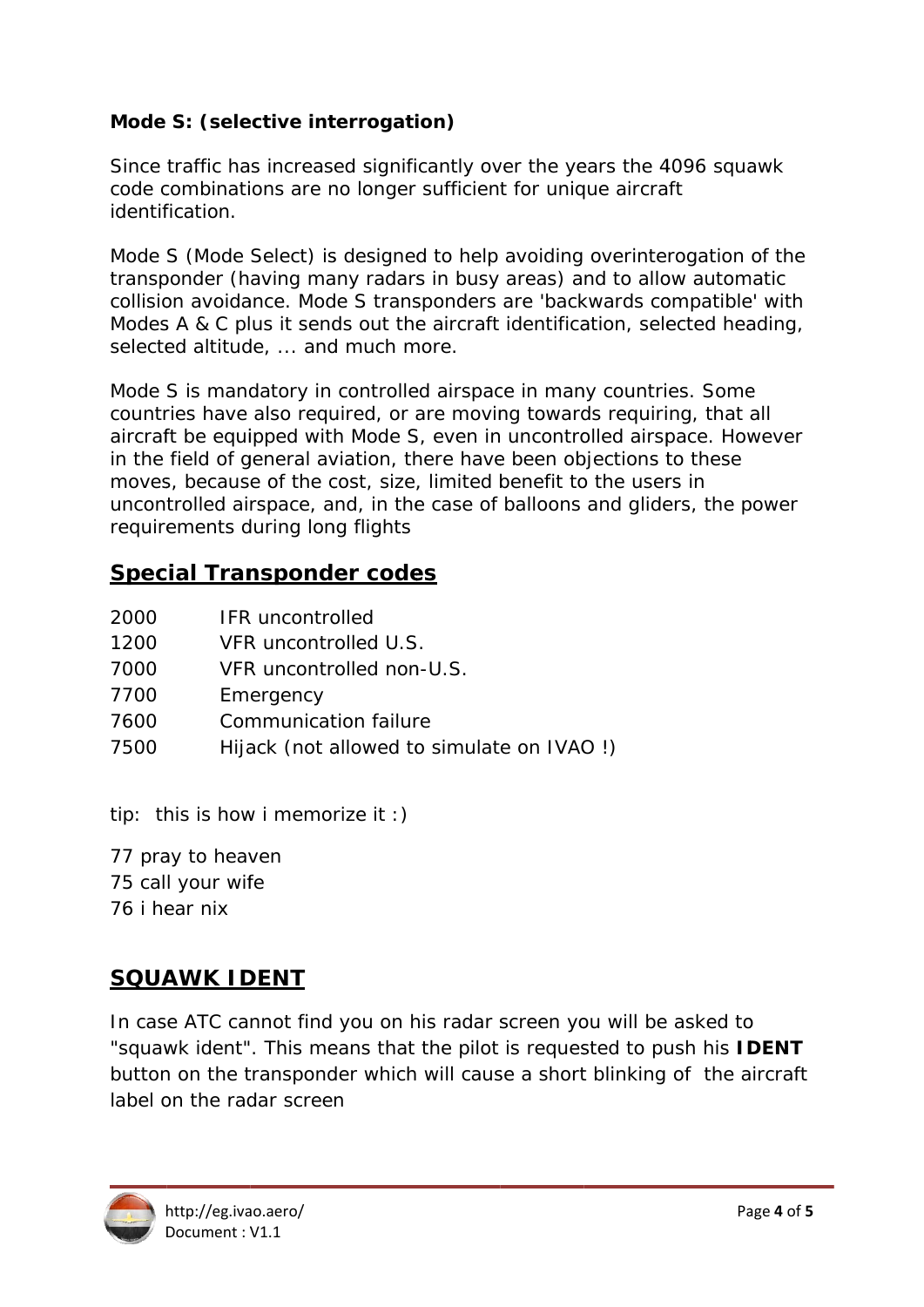**Mode S: (selective interrogation)**

Since traffic has increased significantly over the years the 4096 squawk code combinations are no longer sufficient for unique aircraft identification.

Mode S (Mode Select) is designed to help avoiding overinterogation of the transponder (having many radars in busy areas) and to allow automatic collision avoidance. Mode S transponders are 'backwards compatible' with Modes A & C plus it sends out the aircraft identification, selected heading, selected altitude, ... and much more.

Mode S is mandatory in controlled airspace in many countries. Some countries have also required, or are moving towards requiring, that all aircraft be equipped with Mode S, even in uncontrolled airspace. However in the field of general aviation, there have been objections to these moves, because of the cost, size, limited benefit to the users in uncontrolled airspace, and, in the case of balloons and gliders, the power requirements during long flights

## Special Transponder codes

| | |
|---|---|
| 2000 | IFR uncontrolled |
| 1200 | VFR uncontrolled U.S. |
| 7000 | VFR uncontrolled non-U.S. |
| 7700 | Emergency |
| 7600 | Communication failure |
| 7500 | Hijack (not allowed to simulate on IVAO !) |

tip: this is how i memorize it :)

77 pray to heaven
75 call your wife
76 i hear nix

## SQUAWK IDENT

In case ATC cannot find you on his radar screen you will be asked to "squawk ident". This means that the pilot is requested to push his **IDENT** button on the transponder which will cause a short blinking of the aircraft label on the radar screen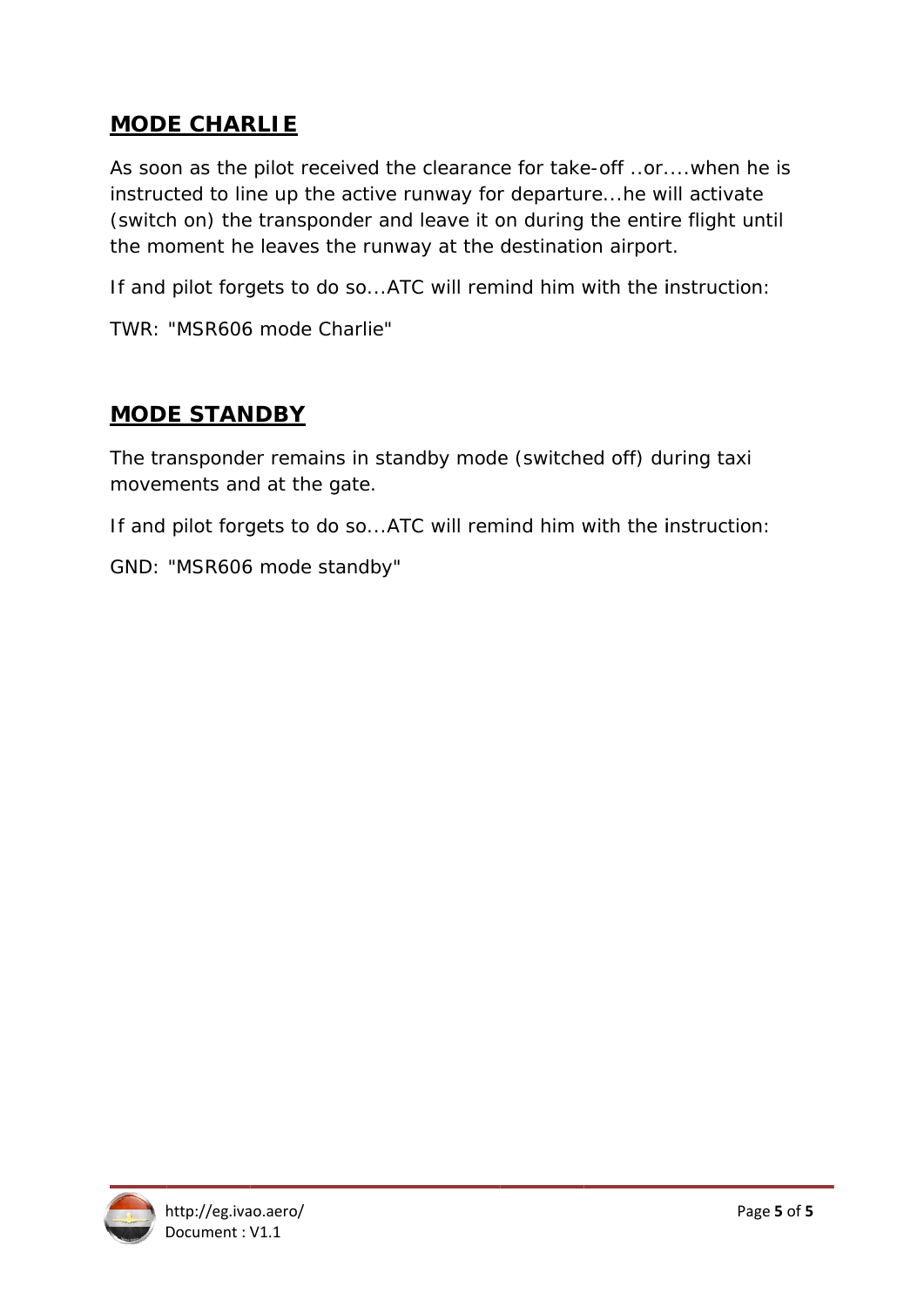## MODE CHARLIE

As soon as the pilot received the clearance for take-off ..or....when he is instructed to line up the active runway for departure...he will activate (switch on) the transponder and leave it on during the entire flight until the moment he leaves the runway at the destination airport.

If and pilot forgets to do so...ATC will remind him with the instruction:

TWR: "MSR606 mode Charlie"

## MODE STANDBY

The transponder remains in standby mode (switched off) during taxi movements and at the gate.

If and pilot forgets to do so...ATC will remind him with the instruction:

GND: "MSR606 mode standby"